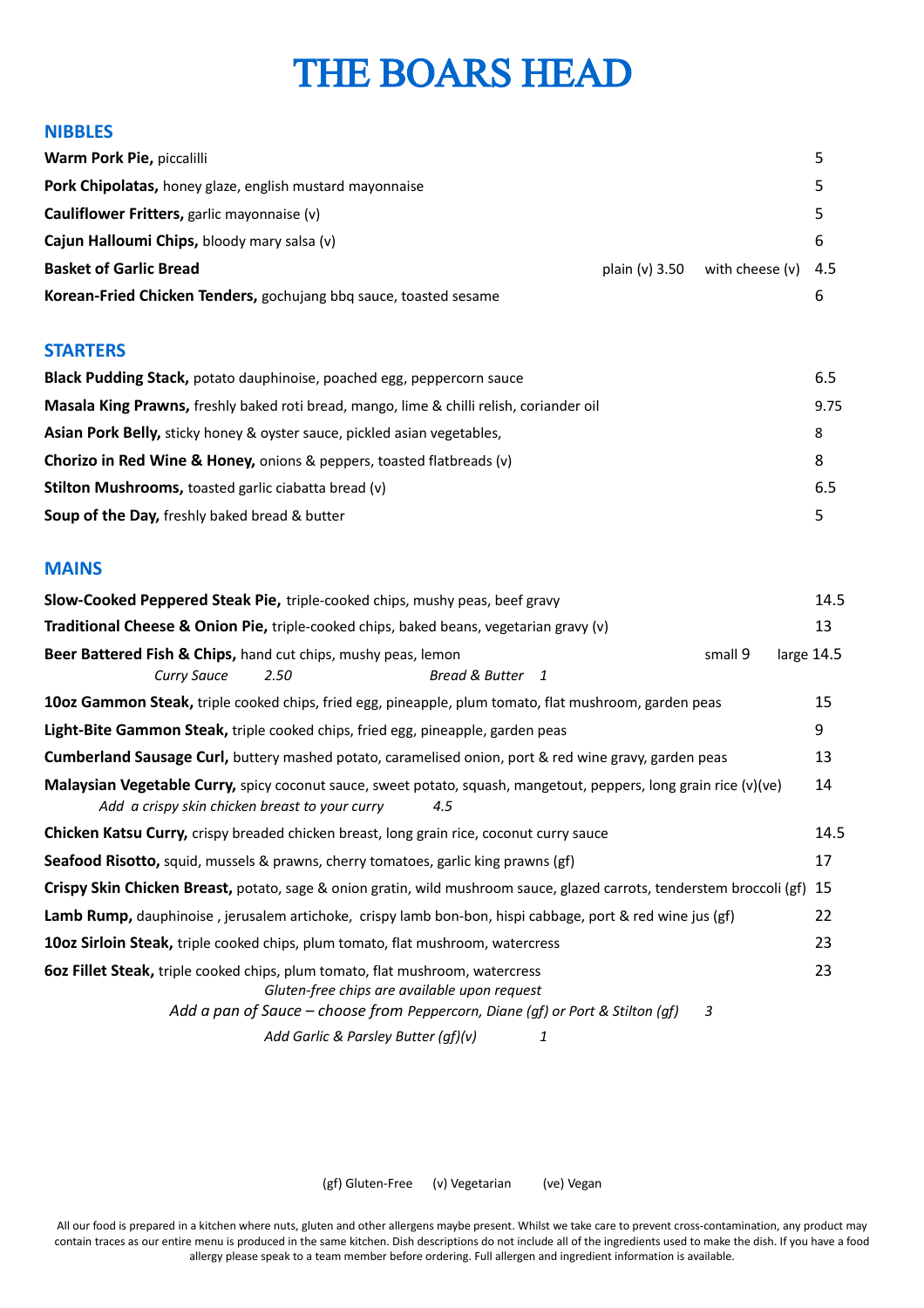# THE BOARS HEAD

## NIBBLES

**Warm Pork Pie,** piccalilli — 5

**Pork Chipolatas,** honey glaze, english mustard mayonnaise — 5

**Cauliflower Fritters,** garlic mayonnaise (v) — 5

**Cajun Halloumi Chips,** bloody mary salsa (v) — 6

**Basket of Garlic Bread** — plain (v) 3.50 — with cheese (v) 4.5

**Korean-Fried Chicken Tenders,** gochujang bbq sauce, toasted sesame — 6

## STARTERS

**Black Pudding Stack,** potato dauphinoise, poached egg, peppercorn sauce — 6.5

**Masala King Prawns,** freshly baked roti bread, mango, lime & chilli relish, coriander oil — 9.75

**Asian Pork Belly,** sticky honey & oyster sauce, pickled asian vegetables, — 8

**Chorizo in Red Wine & Honey,** onions & peppers, toasted flatbreads (v) — 8

**Stilton Mushrooms,** toasted garlic ciabatta bread (v) — 6.5

**Soup of the Day,** freshly baked bread & butter — 5

## MAINS

**Slow-Cooked Peppered Steak Pie,** triple-cooked chips, mushy peas, beef gravy — 14.5

**Traditional Cheese & Onion Pie,** triple-cooked chips, baked beans, vegetarian gravy (v) — 13

**Beer Battered Fish & Chips,** hand cut chips, mushy peas, lemon — small 9 — large 14.5

*Curry Sauce 2.50* — *Bread & Butter 1*

**10oz Gammon Steak,** triple cooked chips, fried egg, pineapple, plum tomato, flat mushroom, garden peas — 15

**Light-Bite Gammon Steak,** triple cooked chips, fried egg, pineapple, garden peas — 9

**Cumberland Sausage Curl,** buttery mashed potato, caramelised onion, port & red wine gravy, garden peas — 13

**Malaysian Vegetable Curry,** spicy coconut sauce, sweet potato, squash, mangetout, peppers, long grain rice (v)(ve) — 14

*Add a crispy skin chicken breast to your curry 4.5*

**Chicken Katsu Curry,** crispy breaded chicken breast, long grain rice, coconut curry sauce — 14.5

**Seafood Risotto,** squid, mussels & prawns, cherry tomatoes, garlic king prawns (gf) — 17

**Crispy Skin Chicken Breast,** potato, sage & onion gratin, wild mushroom sauce, glazed carrots, tenderstem broccoli (gf) — 15

**Lamb Rump,** dauphinoise , jerusalem artichoke, crispy lamb bon-bon, hispi cabbage, port & red wine jus (gf) — 22

**10oz Sirloin Steak,** triple cooked chips, plum tomato, flat mushroom, watercress — 23

**6oz Fillet Steak,** triple cooked chips, plum tomato, flat mushroom, watercress — 23

*Gluten-free chips are available upon request*

*Add a pan of Sauce – choose from Peppercorn, Diane (gf) or Port & Stilton (gf) 3*

*Add Garlic & Parsley Butter (gf)(v) 1*

(gf) Gluten-Free (v) Vegetarian (ve) Vegan

All our food is prepared in a kitchen where nuts, gluten and other allergens maybe present. Whilst we take care to prevent cross-contamination, any product may contain traces as our entire menu is produced in the same kitchen. Dish descriptions do not include all of the ingredients used to make the dish. If you have a food allergy please speak to a team member before ordering. Full allergen and ingredient information is available.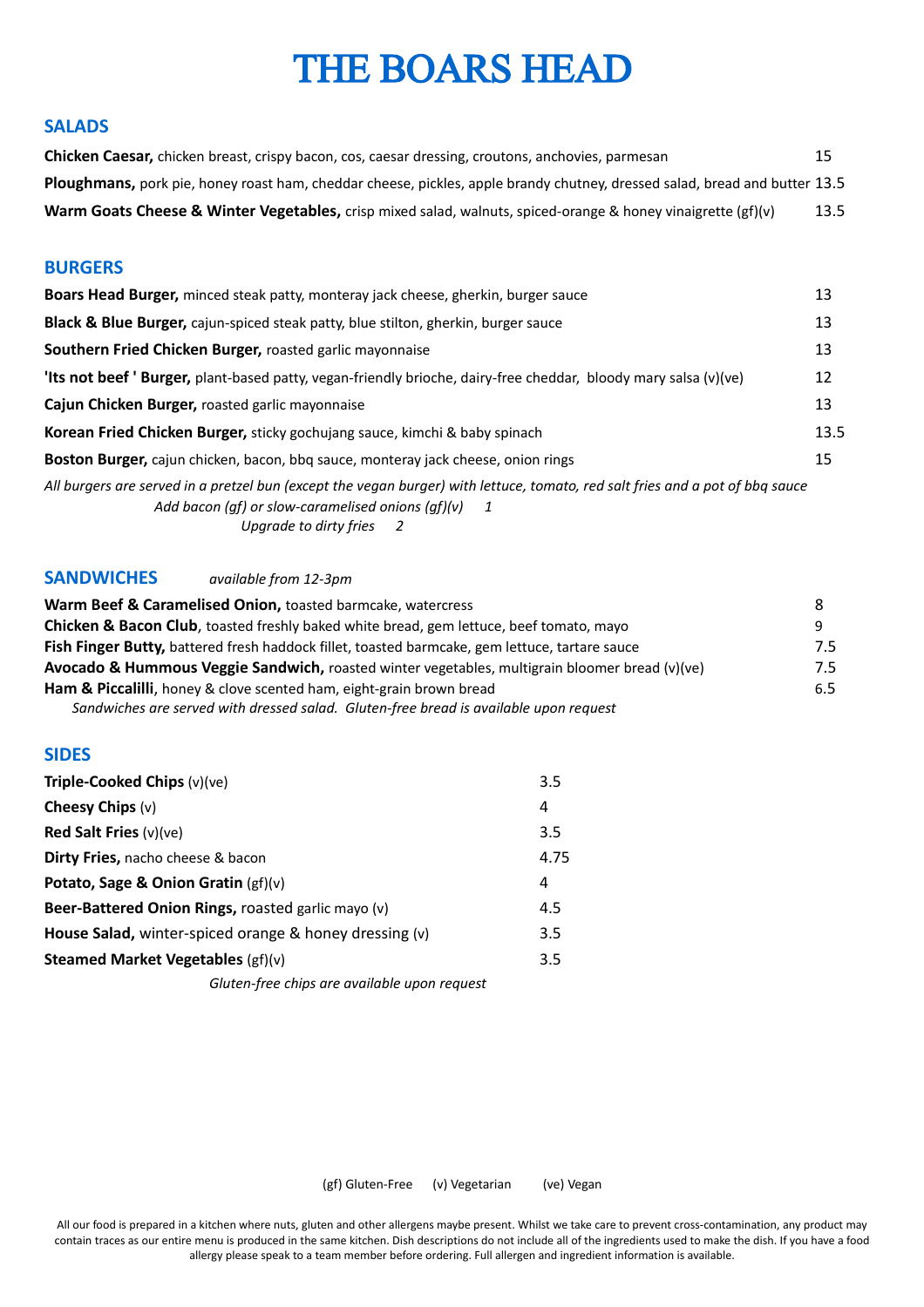# THE BOARS HEAD

## SALADS

| | |
|---|---|
| **Chicken Caesar,** chicken breast, crispy bacon, cos, caesar dressing, croutons, anchovies, parmesan | 15 |
| **Ploughmans,** pork pie, honey roast ham, cheddar cheese, pickles, apple brandy chutney, dressed salad, bread and butter | 13.5 |
| **Warm Goats Cheese & Winter Vegetables,** crisp mixed salad, walnuts, spiced-orange & honey vinaigrette (gf)(v) | 13.5 |

## BURGERS

| | |
|---|---|
| **Boars Head Burger,** minced steak patty, monteray jack cheese, gherkin, burger sauce | 13 |
| **Black & Blue Burger,** cajun-spiced steak patty, blue stilton, gherkin, burger sauce | 13 |
| **Southern Fried Chicken Burger,** roasted garlic mayonnaise | 13 |
| **'Its not beef ' Burger,** plant-based patty, vegan-friendly brioche, dairy-free cheddar, bloody mary salsa (v)(ve) | 12 |
| **Cajun Chicken Burger,** roasted garlic mayonnaise | 13 |
| **Korean Fried Chicken Burger,** sticky gochujang sauce, kimchi & baby spinach | 13.5 |
| **Boston Burger,** cajun chicken, bacon, bbq sauce, monteray jack cheese, onion rings | 15 |

*All burgers are served in a pretzel bun (except the vegan burger) with lettuce, tomato, red salt fries and a pot of bbq sauce*

*Add bacon (gf) or slow-caramelised onions (gf)(v) 1*

*Upgrade to dirty fries 2*

## SANDWICHES

*available from 12-3pm*

| | |
|---|---|
| **Warm Beef & Caramelised Onion,** toasted barmcake, watercress | 8 |
| **Chicken & Bacon Club**, toasted freshly baked white bread, gem lettuce, beef tomato, mayo | 9 |
| **Fish Finger Butty,** battered fresh haddock fillet, toasted barmcake, gem lettuce, tartare sauce | 7.5 |
| **Avocado & Hummous Veggie Sandwich,** roasted winter vegetables, multigrain bloomer bread (v)(ve) | 7.5 |
| **Ham & Piccalilli**, honey & clove scented ham, eight-grain brown bread | 6.5 |

*Sandwiches are served with dressed salad. Gluten-free bread is available upon request*

## SIDES

| | |
|---|---|
| **Triple-Cooked Chips** (v)(ve) | 3.5 |
| **Cheesy Chips** (v) | 4 |
| **Red Salt Fries** (v)(ve) | 3.5 |
| **Dirty Fries,** nacho cheese & bacon | 4.75 |
| **Potato, Sage & Onion Gratin** (gf)(v) | 4 |
| **Beer-Battered Onion Rings,** roasted garlic mayo (v) | 4.5 |
| **House Salad,** winter-spiced orange & honey dressing (v) | 3.5 |
| **Steamed Market Vegetables** (gf)(v) | 3.5 |

*Gluten-free chips are available upon request*

(gf) Gluten-Free (v) Vegetarian (ve) Vegan

All our food is prepared in a kitchen where nuts, gluten and other allergens maybe present. Whilst we take care to prevent cross-contamination, any product may contain traces as our entire menu is produced in the same kitchen. Dish descriptions do not include all of the ingredients used to make the dish. If you have a food allergy please speak to a team member before ordering. Full allergen and ingredient information is available.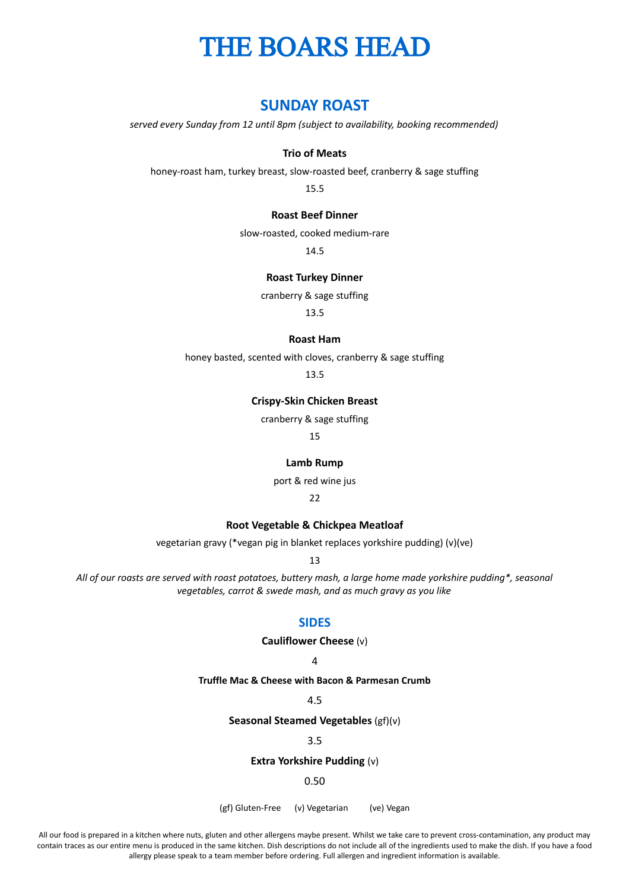# THE BOARS HEAD

## SUNDAY ROAST

*served every Sunday from 12 until 8pm (subject to availability, booking recommended)*

**Trio of Meats**

honey-roast ham, turkey breast, slow-roasted beef, cranberry & sage stuffing

15.5

**Roast Beef Dinner**

slow-roasted, cooked medium-rare

14.5

**Roast Turkey Dinner**

cranberry & sage stuffing

13.5

**Roast Ham**

honey basted, scented with cloves, cranberry & sage stuffing

13.5

**Crispy-Skin Chicken Breast**

cranberry & sage stuffing

15

**Lamb Rump**

port & red wine jus

22

**Root Vegetable & Chickpea Meatloaf**

vegetarian gravy (*vegan pig in blanket replaces yorkshire pudding) (v)(ve)

13

*All of our roasts are served with roast potatoes, buttery mash, a large home made yorkshire pudding*, seasonal vegetables, carrot & swede mash, and as much gravy as you like*

## SIDES

**Cauliflower Cheese** (v)

4

**Truffle Mac & Cheese with Bacon & Parmesan Crumb**

4.5

**Seasonal Steamed Vegetables** (gf)(v)

3.5

**Extra Yorkshire Pudding** (v)

0.50

(gf) Gluten-Free (v) Vegetarian (ve) Vegan

All our food is prepared in a kitchen where nuts, gluten and other allergens maybe present. Whilst we take care to prevent cross-contamination, any product may contain traces as our entire menu is produced in the same kitchen. Dish descriptions do not include all of the ingredients used to make the dish. If you have a food allergy please speak to a team member before ordering. Full allergen and ingredient information is available.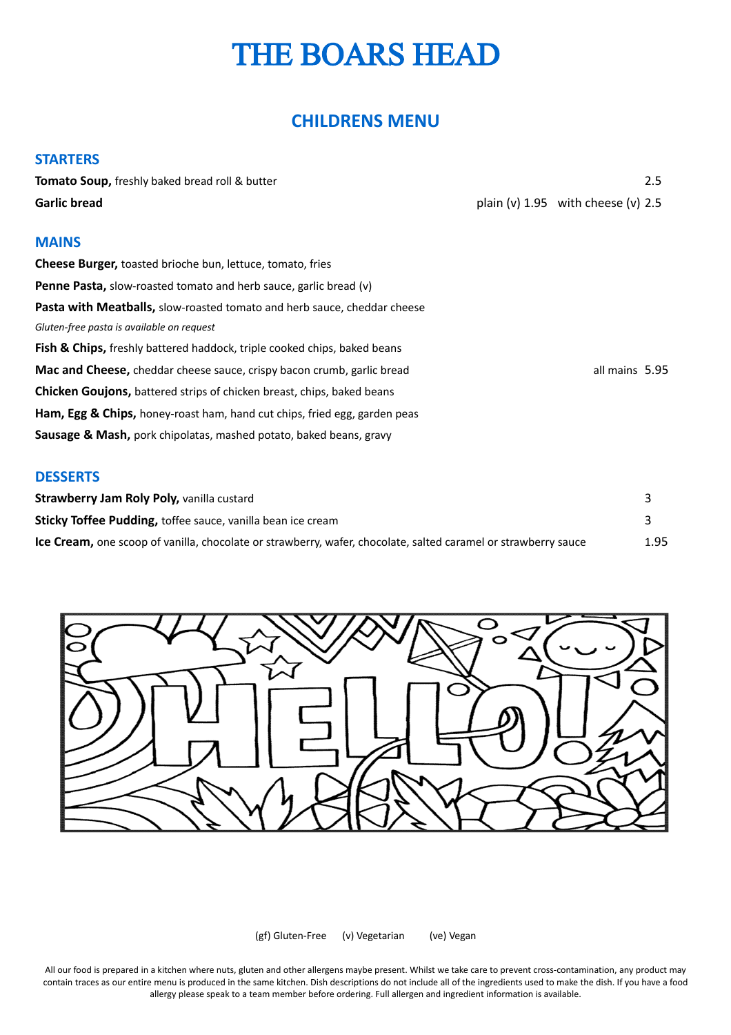# THE BOARS HEAD

## CHILDRENS MENU

### STARTERS

**Tomato Soup,** freshly baked bread roll & butter 2.5

**Garlic bread** plain (v) 1.95 with cheese (v) 2.5

### MAINS

**Cheese Burger,** toasted brioche bun, lettuce, tomato, fries

**Penne Pasta,** slow-roasted tomato and herb sauce, garlic bread (v)

**Pasta with Meatballs,** slow-roasted tomato and herb sauce, cheddar cheese

*Gluten-free pasta is available on request*

**Fish & Chips,** freshly battered haddock, triple cooked chips, baked beans

**Mac and Cheese,** cheddar cheese sauce, crispy bacon crumb, garlic bread all mains 5.95

**Chicken Goujons,** battered strips of chicken breast, chips, baked beans

**Ham, Egg & Chips,** honey-roast ham, hand cut chips, fried egg, garden peas

**Sausage & Mash,** pork chipolatas, mashed potato, baked beans, gravy

### DESSERTS

**Strawberry Jam Roly Poly,** vanilla custard 3

**Sticky Toffee Pudding,** toffee sauce, vanilla bean ice cream 3

**Ice Cream,** one scoop of vanilla, chocolate or strawberry, wafer, chocolate, salted caramel or strawberry sauce 1.95

(gf) Gluten-Free (v) Vegetarian (ve) Vegan

All our food is prepared in a kitchen where nuts, gluten and other allergens maybe present. Whilst we take care to prevent cross-contamination, any product may contain traces as our entire menu is produced in the same kitchen. Dish descriptions do not include all of the ingredients used to make the dish. If you have a food allergy please speak to a team member before ordering. Full allergen and ingredient information is available.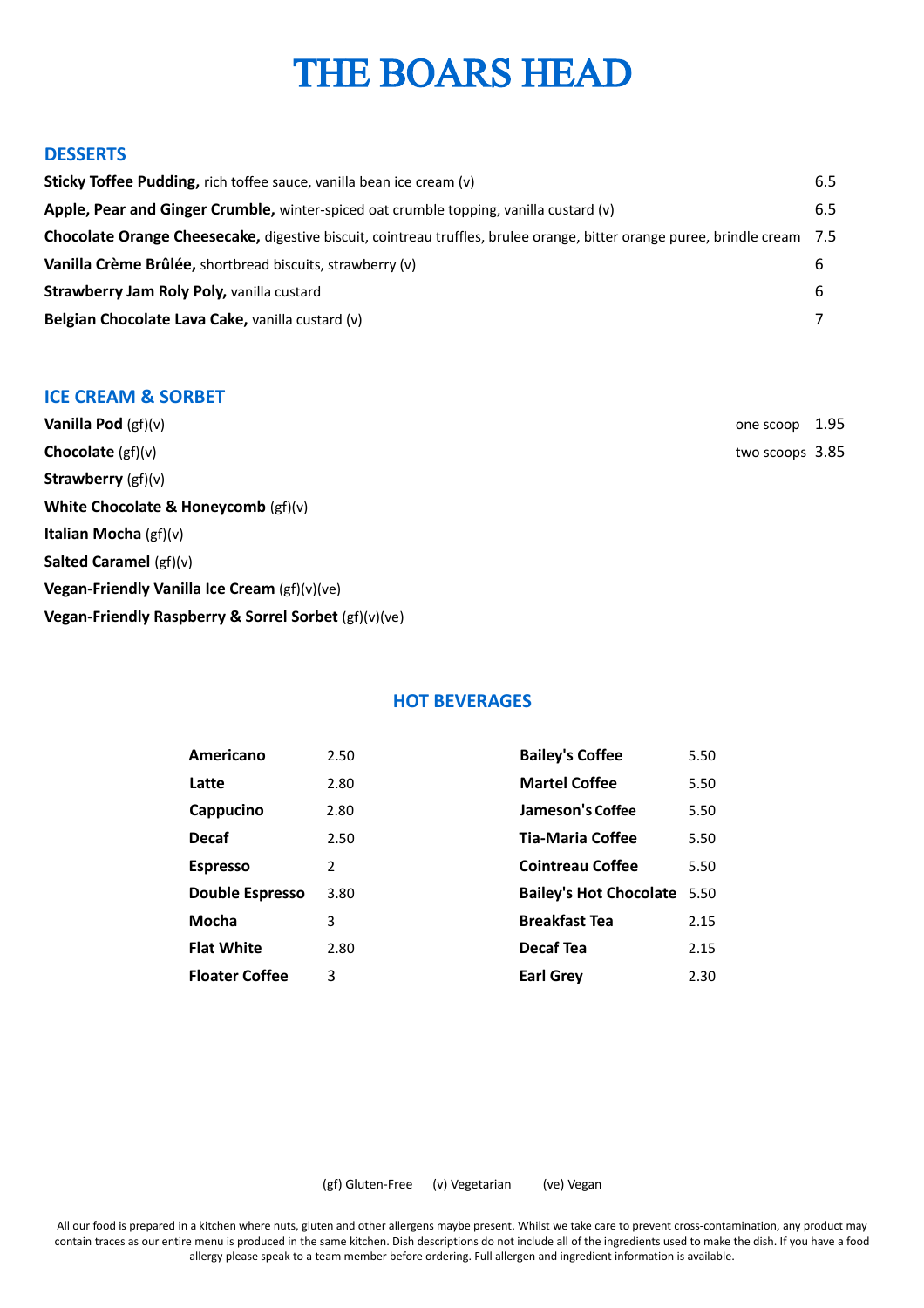# THE BOARS HEAD

## DESSERTS

| | |
|---|---|
| **Sticky Toffee Pudding,** rich toffee sauce, vanilla bean ice cream (v) | 6.5 |
| **Apple, Pear and Ginger Crumble,** winter-spiced oat crumble topping, vanilla custard (v) | 6.5 |
| **Chocolate Orange Cheesecake,** digestive biscuit, cointreau truffles, brulee orange, bitter orange puree, brindle cream | 7.5 |
| **Vanilla Crème Brûlée,** shortbread biscuits, strawberry (v) | 6 |
| **Strawberry Jam Roly Poly,** vanilla custard | 6 |
| **Belgian Chocolate Lava Cake,** vanilla custard (v) | 7 |

## ICE CREAM & SORBET

one scoop 1.95
two scoops 3.85

**Vanilla Pod** (gf)(v)
**Chocolate** (gf)(v)
**Strawberry** (gf)(v)
**White Chocolate & Honeycomb** (gf)(v)
**Italian Mocha** (gf)(v)
**Salted Caramel** (gf)(v)
**Vegan-Friendly Vanilla Ice Cream** (gf)(v)(ve)
**Vegan-Friendly Raspberry & Sorrel Sorbet** (gf)(v)(ve)

## HOT BEVERAGES

| | | | |
|---|---|---|---|
| **Americano** | 2.50 | **Bailey's Coffee** | 5.50 |
| **Latte** | 2.80 | **Martel Coffee** | 5.50 |
| **Cappucino** | 2.80 | **Jameson's Coffee** | 5.50 |
| **Decaf** | 2.50 | **Tia-Maria Coffee** | 5.50 |
| **Espresso** | 2 | **Cointreau Coffee** | 5.50 |
| **Double Espresso** | 3.80 | **Bailey's Hot Chocolate** | 5.50 |
| **Mocha** | 3 | **Breakfast Tea** | 2.15 |
| **Flat White** | 2.80 | **Decaf Tea** | 2.15 |
| **Floater Coffee** | 3 | **Earl Grey** | 2.30 |

(gf) Gluten-Free (v) Vegetarian (ve) Vegan

All our food is prepared in a kitchen where nuts, gluten and other allergens maybe present. Whilst we take care to prevent cross-contamination, any product may contain traces as our entire menu is produced in the same kitchen. Dish descriptions do not include all of the ingredients used to make the dish. If you have a food allergy please speak to a team member before ordering. Full allergen and ingredient information is available.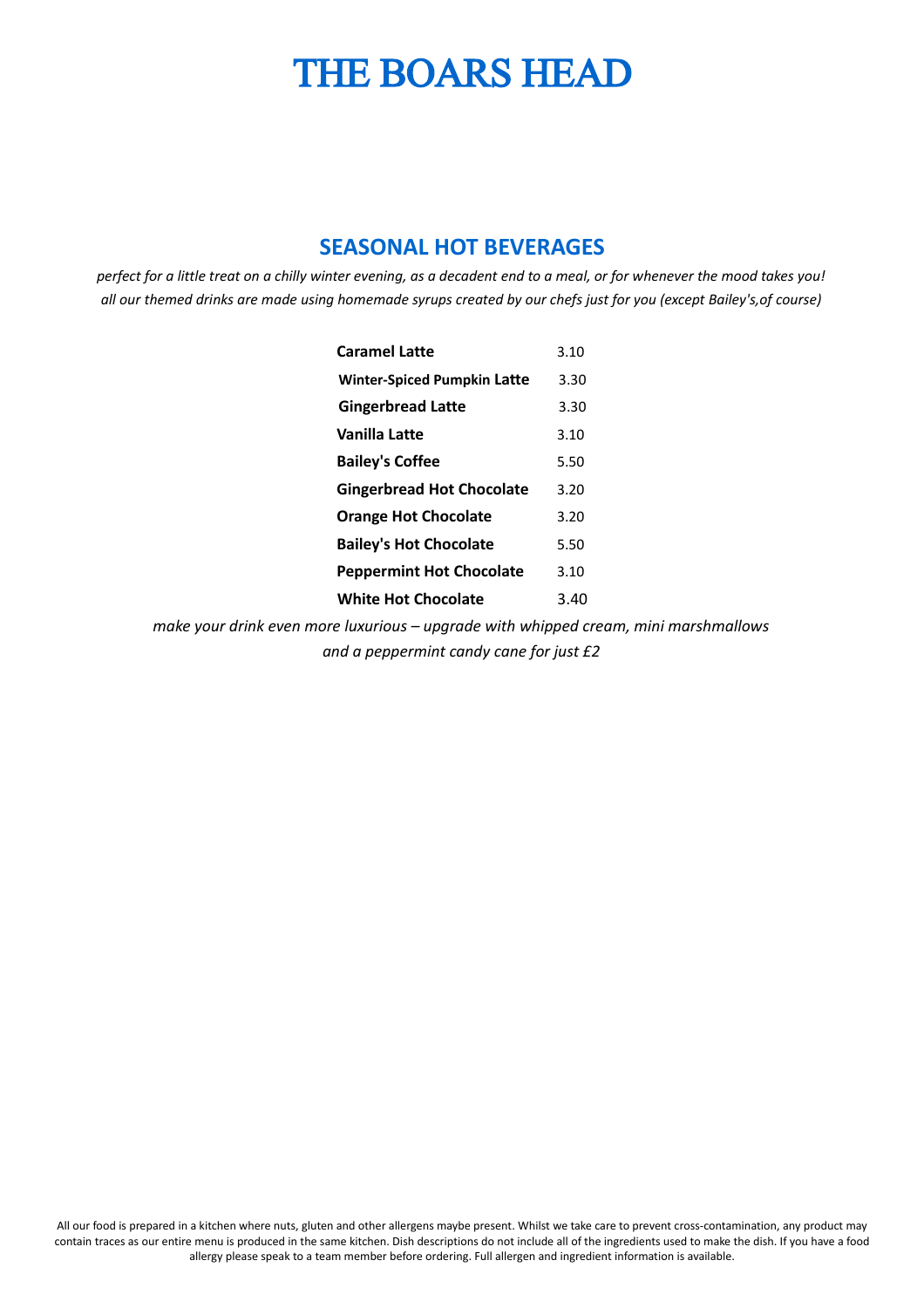# THE BOARS HEAD

## SEASONAL HOT BEVERAGES

*perfect for a little treat on a chilly winter evening, as a decadent end to a meal, or for whenever the mood takes you!*
*all our themed drinks are made using homemade syrups created by our chefs just for you (except Bailey's,of course)*

| | |
|---|---|
| **Caramel Latte** | 3.10 |
| **Winter-Spiced Pumpkin Latte** | 3.30 |
| **Gingerbread Latte** | 3.30 |
| **Vanilla Latte** | 3.10 |
| **Bailey's Coffee** | 5.50 |
| **Gingerbread Hot Chocolate** | 3.20 |
| **Orange Hot Chocolate** | 3.20 |
| **Bailey's Hot Chocolate** | 5.50 |
| **Peppermint Hot Chocolate** | 3.10 |
| **White Hot Chocolate** | 3.40 |

*make your drink even more luxurious – upgrade with whipped cream, mini marshmallows and a peppermint candy cane for just £2*

All our food is prepared in a kitchen where nuts, gluten and other allergens maybe present. Whilst we take care to prevent cross-contamination, any product may contain traces as our entire menu is produced in the same kitchen. Dish descriptions do not include all of the ingredients used to make the dish. If you have a food allergy please speak to a team member before ordering. Full allergen and ingredient information is available.